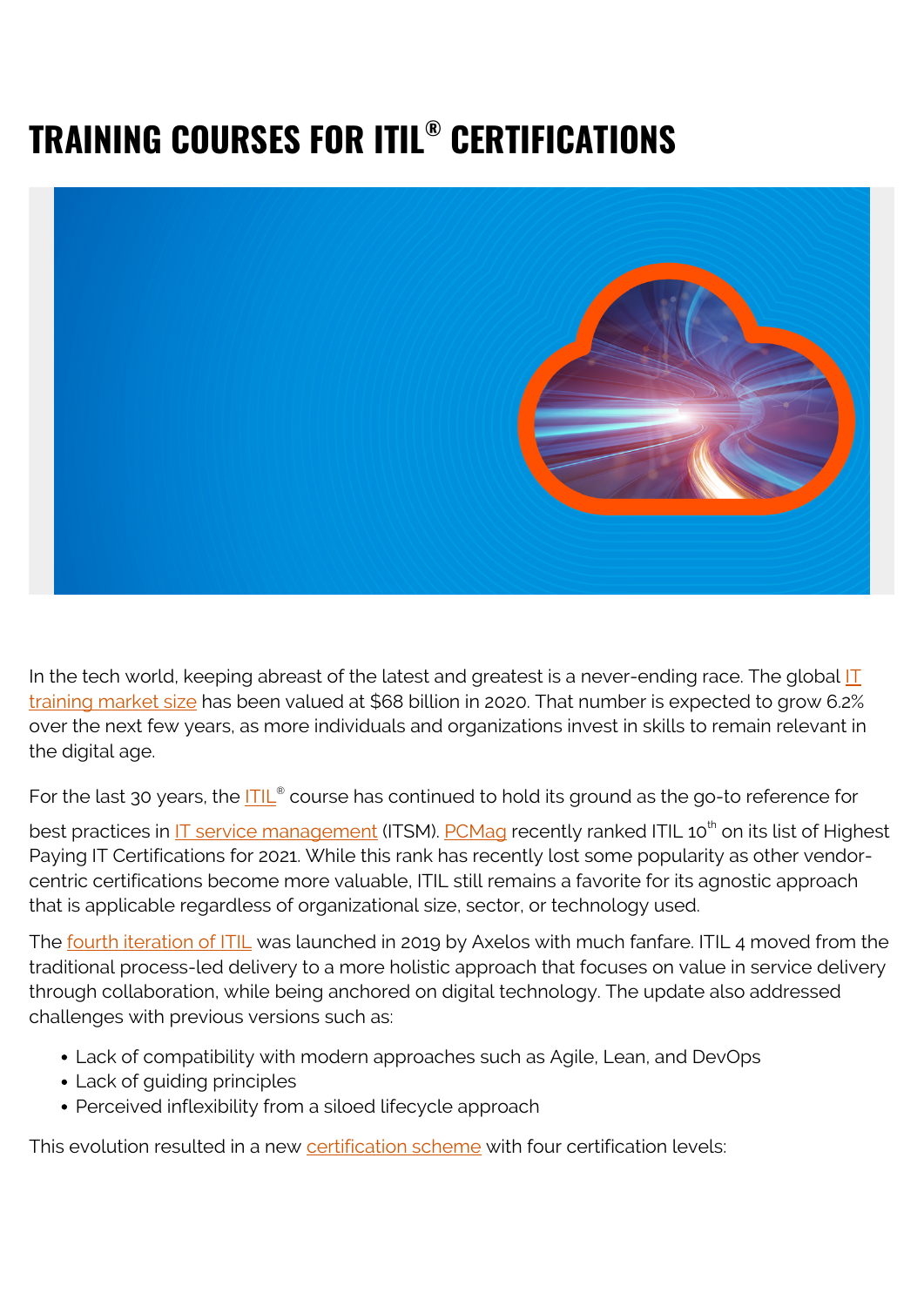# TRAINING COURSES FOR ITIL® CERTIFICATIONS

In the tech world, keeping abreast of the latest and greatest is a never-ending race. The global IT training market size has been valued at $68 billion in 2020. That number is expected to grow 6.2% over the next few years, as more individuals and organizations invest in skills to remain relevant in the digital age.

For the last 30 years, the ITIL® course has continued to hold its ground as the go-to reference for best practices in IT service management (ITSM). PCMag recently ranked ITIL 10th on its list of Highest Paying IT Certifications for 2021. While this rank has recently lost some popularity as other vendor-centric certifications become more valuable, ITIL still remains a favorite for its agnostic approach that is applicable regardless of organizational size, sector, or technology used.

The fourth iteration of ITIL was launched in 2019 by Axelos with much fanfare. ITIL 4 moved from the traditional process-led delivery to a more holistic approach that focuses on value in service delivery through collaboration, while being anchored on digital technology. The update also addressed challenges with previous versions such as:

- Lack of compatibility with modern approaches such as Agile, Lean, and DevOps
- Lack of guiding principles
- Perceived inflexibility from a siloed lifecycle approach

This evolution resulted in a new certification scheme with four certification levels: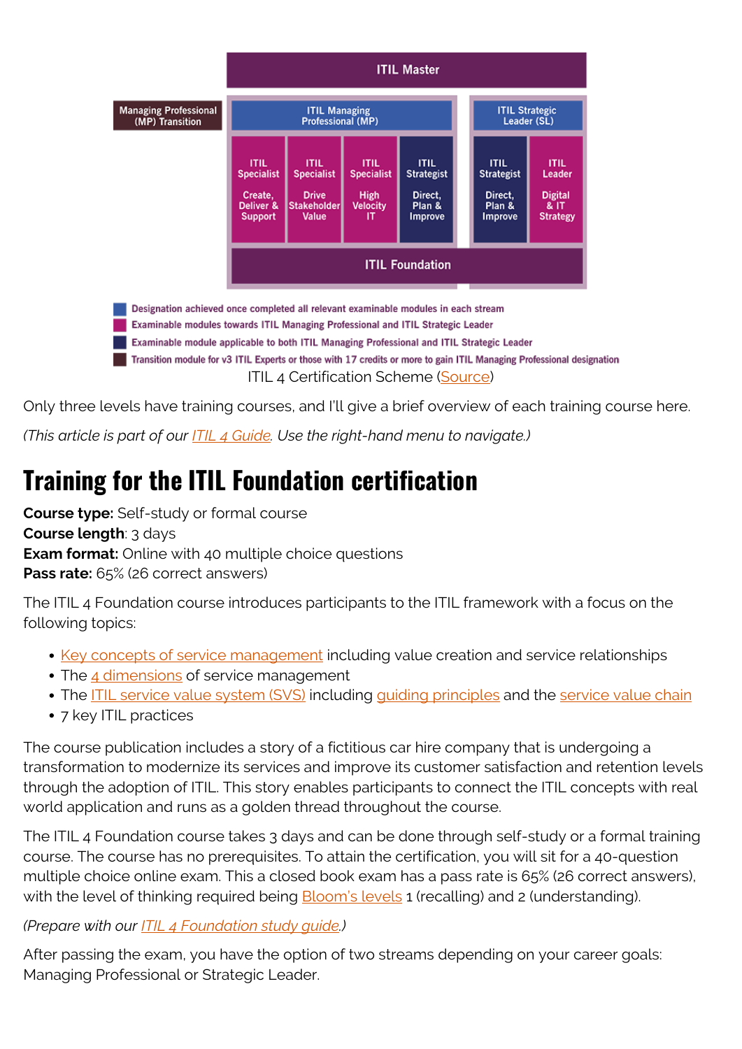ITIL 4 Certification Scheme (Source)

Only three levels have training courses, and I'll give a brief overview of each training course here.

*(This article is part of our ITIL 4 Guide. Use the right-hand menu to navigate.)*

# Training for the ITIL Foundation certification

**Course type:** Self-study or formal course
**Course length**: 3 days
**Exam format:** Online with 40 multiple choice questions
**Pass rate:** 65% (26 correct answers)

The ITIL 4 Foundation course introduces participants to the ITIL framework with a focus on the following topics:

- Key concepts of service management including value creation and service relationships
- The 4 dimensions of service management
- The ITIL service value system (SVS) including guiding principles and the service value chain
- 7 key ITIL practices

The course publication includes a story of a fictitious car hire company that is undergoing a transformation to modernize its services and improve its customer satisfaction and retention levels through the adoption of ITIL. This story enables participants to connect the ITIL concepts with real world application and runs as a golden thread throughout the course.

The ITIL 4 Foundation course takes 3 days and can be done through self-study or a formal training course. The course has no prerequisites. To attain the certification, you will sit for a 40-question multiple choice online exam. This a closed book exam has a pass rate is 65% (26 correct answers), with the level of thinking required being Bloom's levels 1 (recalling) and 2 (understanding).

*(Prepare with our ITIL 4 Foundation study guide.)*

After passing the exam, you have the option of two streams depending on your career goals: Managing Professional or Strategic Leader.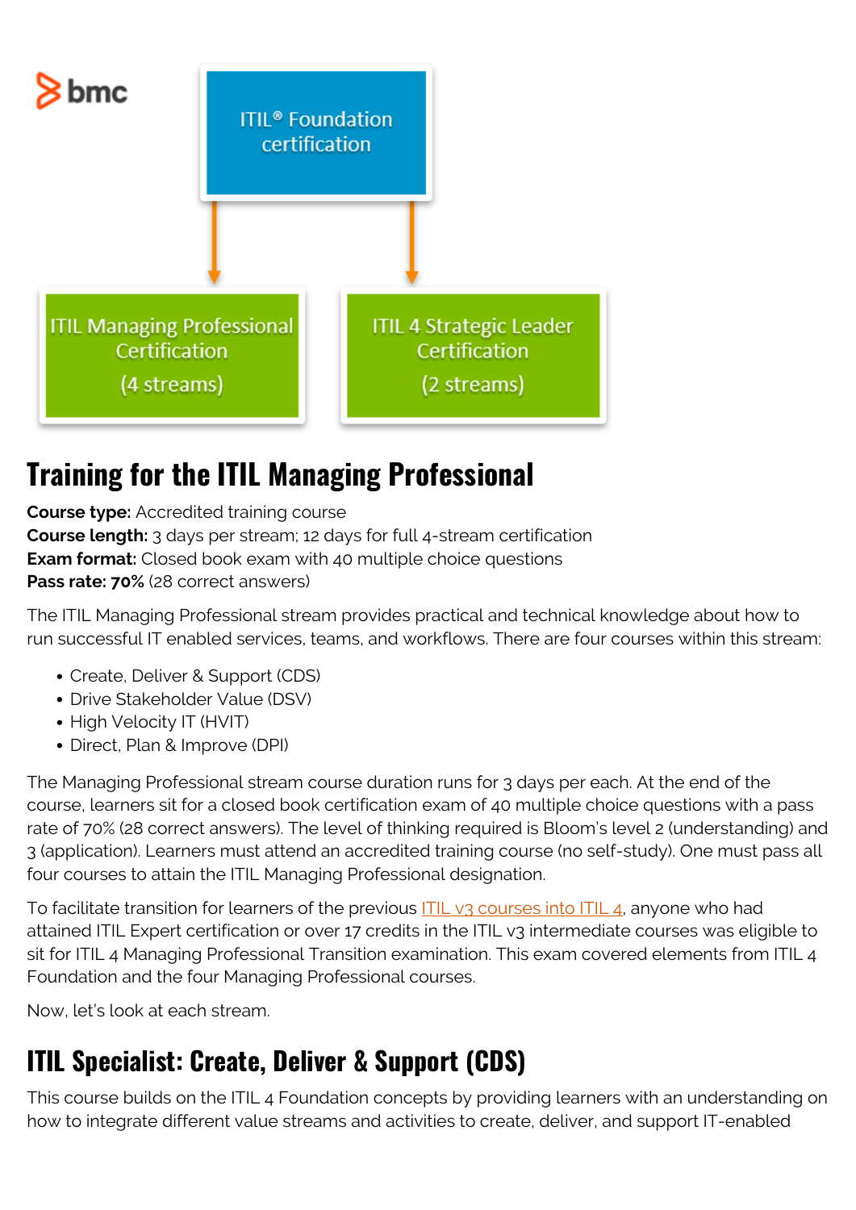ITIL® Foundation certification

ITIL Managing Professional Certification (4 streams)

ITIL 4 Strategic Leader Certification (2 streams)

## Training for the ITIL Managing Professional

**Course type:** Accredited training course
**Course length:** 3 days per stream; 12 days for full 4-stream certification
**Exam format:** Closed book exam with 40 multiple choice questions
**Pass rate: 70%** (28 correct answers)

The ITIL Managing Professional stream provides practical and technical knowledge about how to run successful IT enabled services, teams, and workflows. There are four courses within this stream:

- Create, Deliver & Support (CDS)
- Drive Stakeholder Value (DSV)
- High Velocity IT (HVIT)
- Direct, Plan & Improve (DPI)

The Managing Professional stream course duration runs for 3 days per each. At the end of the course, learners sit for a closed book certification exam of 40 multiple choice questions with a pass rate of 70% (28 correct answers). The level of thinking required is Bloom's level 2 (understanding) and 3 (application). Learners must attend an accredited training course (no self-study). One must pass all four courses to attain the ITIL Managing Professional designation.

To facilitate transition for learners of the previous ITIL v3 courses into ITIL 4, anyone who had attained ITIL Expert certification or over 17 credits in the ITIL v3 intermediate courses was eligible to sit for ITIL 4 Managing Professional Transition examination. This exam covered elements from ITIL 4 Foundation and the four Managing Professional courses.

Now, let's look at each stream.

## ITIL Specialist: Create, Deliver & Support (CDS)

This course builds on the ITIL 4 Foundation concepts by providing learners with an understanding on how to integrate different value streams and activities to create, deliver, and support IT-enabled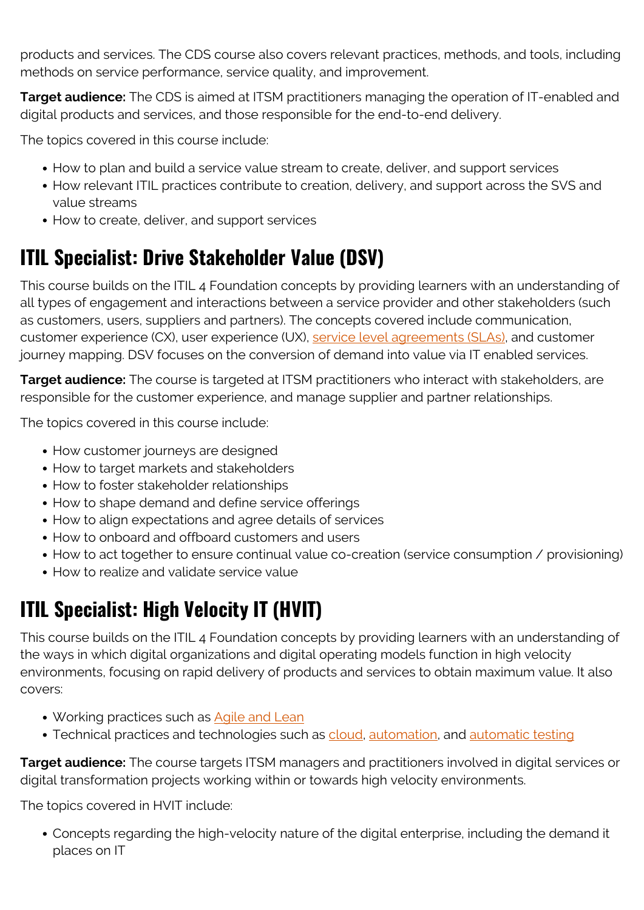products and services. The CDS course also covers relevant practices, methods, and tools, including methods on service performance, service quality, and improvement.

**Target audience:** The CDS is aimed at ITSM practitioners managing the operation of IT-enabled and digital products and services, and those responsible for the end-to-end delivery.

The topics covered in this course include:

- How to plan and build a service value stream to create, deliver, and support services
- How relevant ITIL practices contribute to creation, delivery, and support across the SVS and value streams
- How to create, deliver, and support services

## ITIL Specialist: Drive Stakeholder Value (DSV)

This course builds on the ITIL 4 Foundation concepts by providing learners with an understanding of all types of engagement and interactions between a service provider and other stakeholders (such as customers, users, suppliers and partners). The concepts covered include communication, customer experience (CX), user experience (UX), service level agreements (SLAs), and customer journey mapping. DSV focuses on the conversion of demand into value via IT enabled services.

**Target audience:** The course is targeted at ITSM practitioners who interact with stakeholders, are responsible for the customer experience, and manage supplier and partner relationships.

The topics covered in this course include:

- How customer journeys are designed
- How to target markets and stakeholders
- How to foster stakeholder relationships
- How to shape demand and define service offerings
- How to align expectations and agree details of services
- How to onboard and offboard customers and users
- How to act together to ensure continual value co-creation (service consumption / provisioning)
- How to realize and validate service value

## ITIL Specialist: High Velocity IT (HVIT)

This course builds on the ITIL 4 Foundation concepts by providing learners with an understanding of the ways in which digital organizations and digital operating models function in high velocity environments, focusing on rapid delivery of products and services to obtain maximum value. It also covers:

- Working practices such as Agile and Lean
- Technical practices and technologies such as cloud, automation, and automatic testing

**Target audience:** The course targets ITSM managers and practitioners involved in digital services or digital transformation projects working within or towards high velocity environments.

The topics covered in HVIT include:

- Concepts regarding the high-velocity nature of the digital enterprise, including the demand it places on IT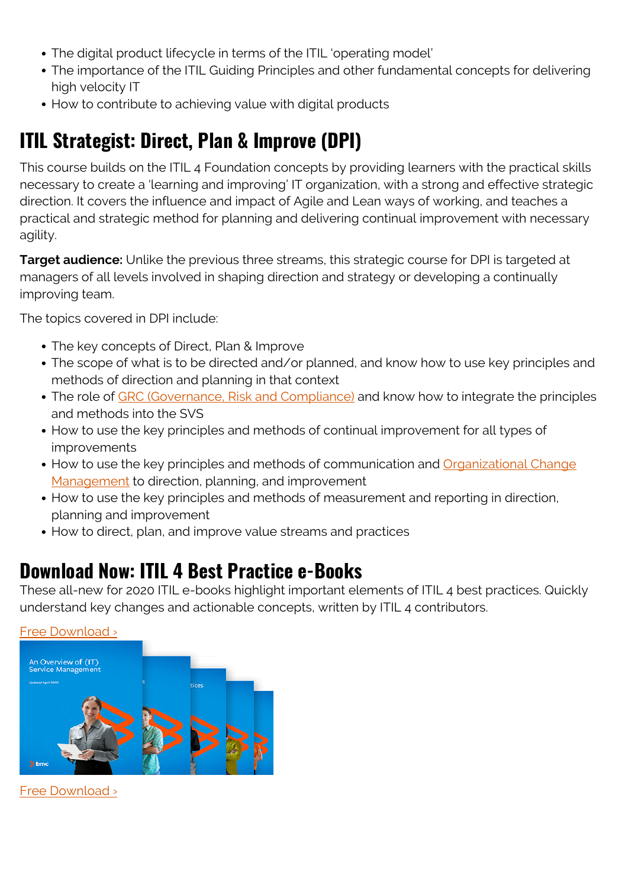- The digital product lifecycle in terms of the ITIL 'operating model'
- The importance of the ITIL Guiding Principles and other fundamental concepts for delivering high velocity IT
- How to contribute to achieving value with digital products

## ITIL Strategist: Direct, Plan & Improve (DPI)

This course builds on the ITIL 4 Foundation concepts by providing learners with the practical skills necessary to create a 'learning and improving' IT organization, with a strong and effective strategic direction. It covers the influence and impact of Agile and Lean ways of working, and teaches a practical and strategic method for planning and delivering continual improvement with necessary agility.

**Target audience:** Unlike the previous three streams, this strategic course for DPI is targeted at managers of all levels involved in shaping direction and strategy or developing a continually improving team.

The topics covered in DPI include:

- The key concepts of Direct, Plan & Improve
- The scope of what is to be directed and/or planned, and know how to use key principles and methods of direction and planning in that context
- The role of GRC (Governance, Risk and Compliance) and know how to integrate the principles and methods into the SVS
- How to use the key principles and methods of continual improvement for all types of improvements
- How to use the key principles and methods of communication and Organizational Change Management to direction, planning, and improvement
- How to use the key principles and methods of measurement and reporting in direction, planning and improvement
- How to direct, plan, and improve value streams and practices

## Download Now: ITIL 4 Best Practice e-Books

These all-new for 2020 ITIL e-books highlight important elements of ITIL 4 best practices. Quickly understand key changes and actionable concepts, written by ITIL 4 contributors.

Free Download ›

Free Download ›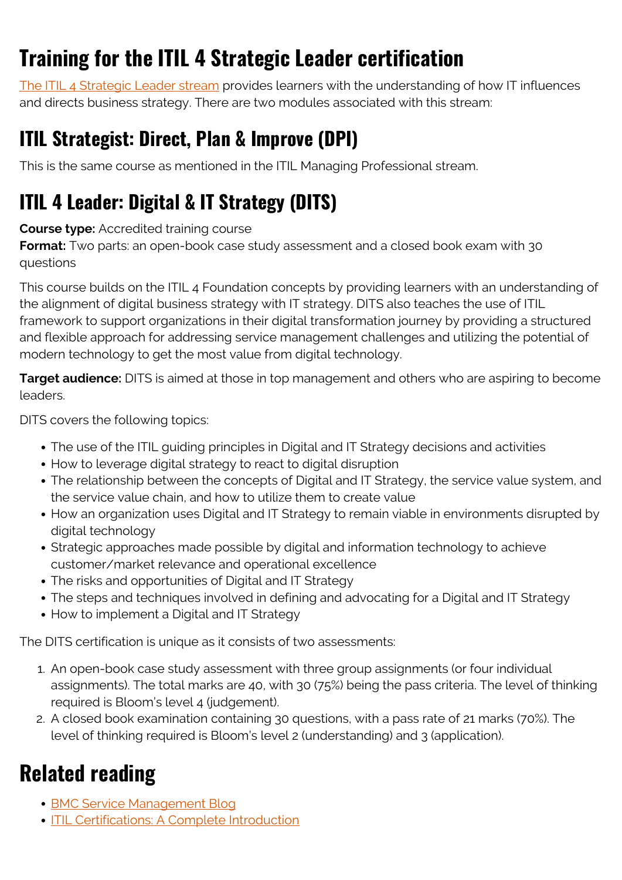# Training for the ITIL 4 Strategic Leader certification

[The ITIL 4 Strategic Leader stream](#) provides learners with the understanding of how IT influences and directs business strategy. There are two modules associated with this stream:

## ITIL Strategist: Direct, Plan & Improve (DPI)

This is the same course as mentioned in the ITIL Managing Professional stream.

## ITIL 4 Leader: Digital & IT Strategy (DITS)

**Course type:** Accredited training course
**Format:** Two parts: an open-book case study assessment and a closed book exam with 30 questions

This course builds on the ITIL 4 Foundation concepts by providing learners with an understanding of the alignment of digital business strategy with IT strategy. DITS also teaches the use of ITIL framework to support organizations in their digital transformation journey by providing a structured and flexible approach for addressing service management challenges and utilizing the potential of modern technology to get the most value from digital technology.

**Target audience:** DITS is aimed at those in top management and others who are aspiring to become leaders.

DITS covers the following topics:

- The use of the ITIL guiding principles in Digital and IT Strategy decisions and activities
- How to leverage digital strategy to react to digital disruption
- The relationship between the concepts of Digital and IT Strategy, the service value system, and the service value chain, and how to utilize them to create value
- How an organization uses Digital and IT Strategy to remain viable in environments disrupted by digital technology
- Strategic approaches made possible by digital and information technology to achieve customer/market relevance and operational excellence
- The risks and opportunities of Digital and IT Strategy
- The steps and techniques involved in defining and advocating for a Digital and IT Strategy
- How to implement a Digital and IT Strategy

The DITS certification is unique as it consists of two assessments:

1. An open-book case study assessment with three group assignments (or four individual assignments). The total marks are 40, with 30 (75%) being the pass criteria. The level of thinking required is Bloom's level 4 (judgement).
2. A closed book examination containing 30 questions, with a pass rate of 21 marks (70%). The level of thinking required is Bloom's level 2 (understanding) and 3 (application).

# Related reading

- [BMC Service Management Blog](#)
- [ITIL Certifications: A Complete Introduction](#)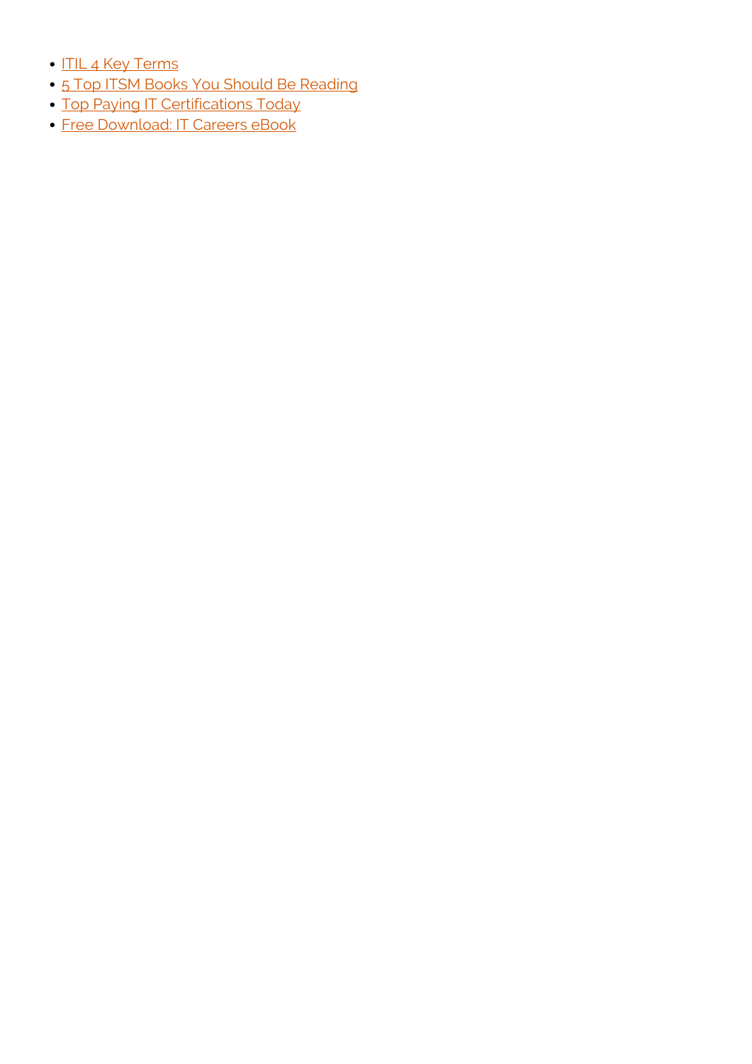- ITIL 4 Key Terms
- 5 Top ITSM Books You Should Be Reading
- Top Paying IT Certifications Today
- Free Download: IT Careers eBook